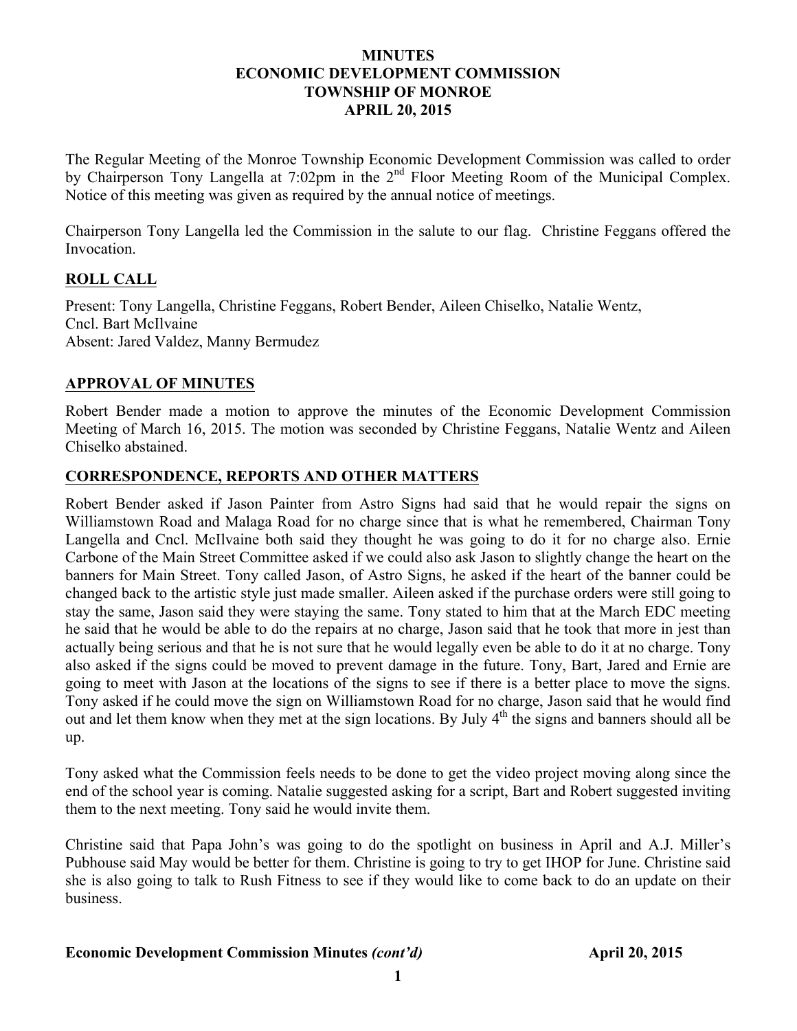# MINUTES
# ECONOMIC DEVELOPMENT COMMISSION
# TOWNSHIP OF MONROE
# APRIL 20, 2015

The Regular Meeting of the Monroe Township Economic Development Commission was called to order by Chairperson Tony Langella at 7:02pm in the 2nd Floor Meeting Room of the Municipal Complex. Notice of this meeting was given as required by the annual notice of meetings.

Chairperson Tony Langella led the Commission in the salute to our flag. Christine Feggans offered the Invocation.

## ROLL CALL

Present: Tony Langella, Christine Feggans, Robert Bender, Aileen Chiselko, Natalie Wentz, Cncl. Bart McIlvaine
Absent: Jared Valdez, Manny Bermudez

## APPROVAL OF MINUTES

Robert Bender made a motion to approve the minutes of the Economic Development Commission Meeting of March 16, 2015. The motion was seconded by Christine Feggans, Natalie Wentz and Aileen Chiselko abstained.

## CORRESPONDENCE, REPORTS AND OTHER MATTERS

Robert Bender asked if Jason Painter from Astro Signs had said that he would repair the signs on Williamstown Road and Malaga Road for no charge since that is what he remembered, Chairman Tony Langella and Cncl. McIlvaine both said they thought he was going to do it for no charge also. Ernie Carbone of the Main Street Committee asked if we could also ask Jason to slightly change the heart on the banners for Main Street. Tony called Jason, of Astro Signs, he asked if the heart of the banner could be changed back to the artistic style just made smaller. Aileen asked if the purchase orders were still going to stay the same, Jason said they were staying the same. Tony stated to him that at the March EDC meeting he said that he would be able to do the repairs at no charge, Jason said that he took that more in jest than actually being serious and that he is not sure that he would legally even be able to do it at no charge. Tony also asked if the signs could be moved to prevent damage in the future. Tony, Bart, Jared and Ernie are going to meet with Jason at the locations of the signs to see if there is a better place to move the signs. Tony asked if he could move the sign on Williamstown Road for no charge, Jason said that he would find out and let them know when they met at the sign locations. By July 4th the signs and banners should all be up.

Tony asked what the Commission feels needs to be done to get the video project moving along since the end of the school year is coming. Natalie suggested asking for a script, Bart and Robert suggested inviting them to the next meeting. Tony said he would invite them.

Christine said that Papa John's was going to do the spotlight on business in April and A.J. Miller's Pubhouse said May would be better for them. Christine is going to try to get IHOP for June. Christine said she is also going to talk to Rush Fitness to see if they would like to come back to do an update on their business.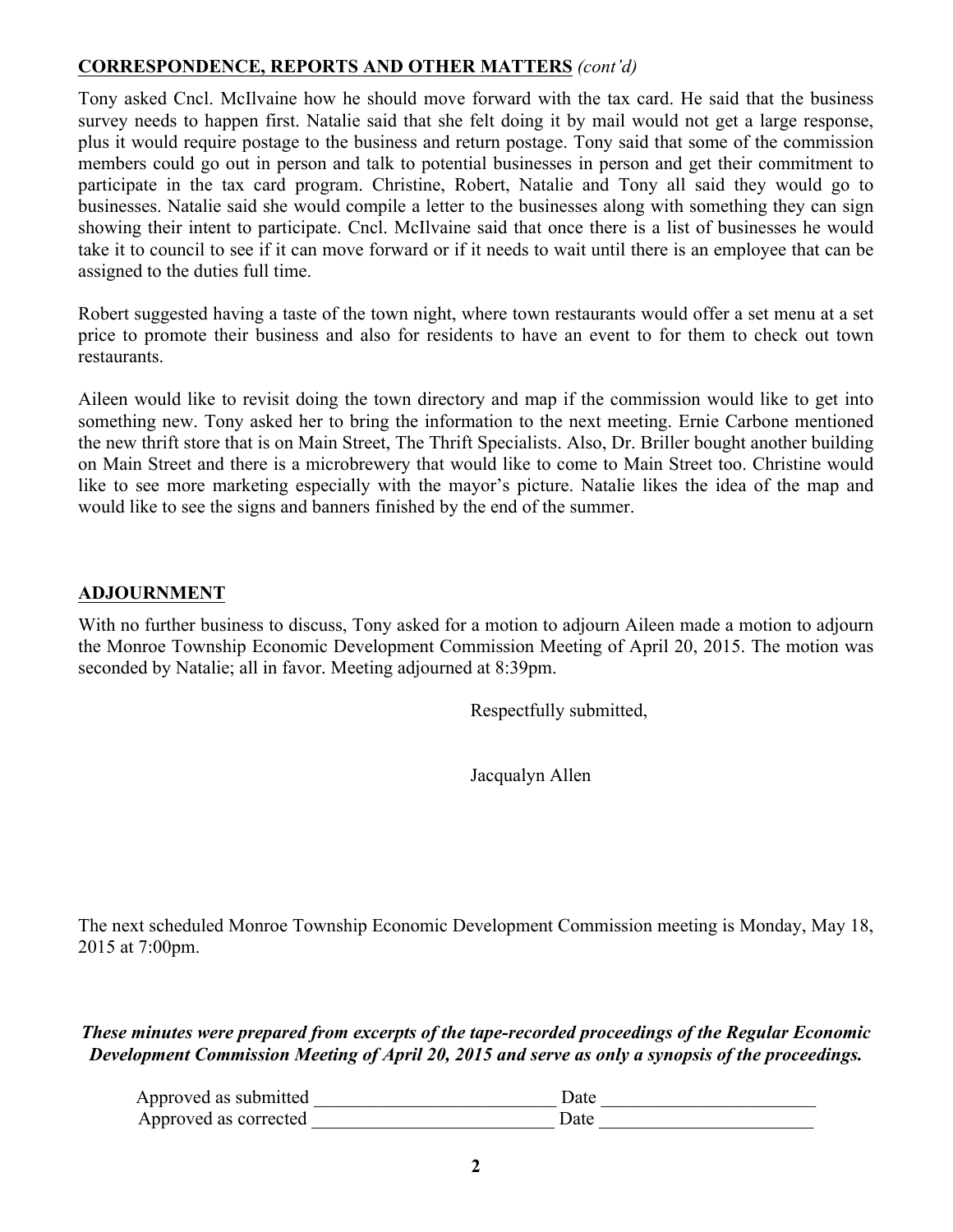**CORRESPONDENCE, REPORTS AND OTHER MATTERS** *(cont'd)*

Tony asked Cncl. McIlvaine how he should move forward with the tax card. He said that the business survey needs to happen first. Natalie said that she felt doing it by mail would not get a large response, plus it would require postage to the business and return postage. Tony said that some of the commission members could go out in person and talk to potential businesses in person and get their commitment to participate in the tax card program. Christine, Robert, Natalie and Tony all said they would go to businesses. Natalie said she would compile a letter to the businesses along with something they can sign showing their intent to participate. Cncl. McIlvaine said that once there is a list of businesses he would take it to council to see if it can move forward or if it needs to wait until there is an employee that can be assigned to the duties full time.

Robert suggested having a taste of the town night, where town restaurants would offer a set menu at a set price to promote their business and also for residents to have an event to for them to check out town restaurants.

Aileen would like to revisit doing the town directory and map if the commission would like to get into something new. Tony asked her to bring the information to the next meeting. Ernie Carbone mentioned the new thrift store that is on Main Street, The Thrift Specialists. Also, Dr. Briller bought another building on Main Street and there is a microbrewery that would like to come to Main Street too. Christine would like to see more marketing especially with the mayor's picture. Natalie likes the idea of the map and would like to see the signs and banners finished by the end of the summer.

**ADJOURNMENT**

With no further business to discuss, Tony asked for a motion to adjourn Aileen made a motion to adjourn the Monroe Township Economic Development Commission Meeting of April 20, 2015. The motion was seconded by Natalie; all in favor. Meeting adjourned at 8:39pm.

Respectfully submitted,

Jacqualyn Allen

The next scheduled Monroe Township Economic Development Commission meeting is Monday, May 18, 2015 at 7:00pm.

***These minutes were prepared from excerpts of the tape-recorded proceedings of the Regular Economic Development Commission Meeting of April 20, 2015 and serve as only a synopsis of the proceedings.***

Approved as submitted __________________________ Date _______________________

Approved as corrected __________________________ Date _______________________